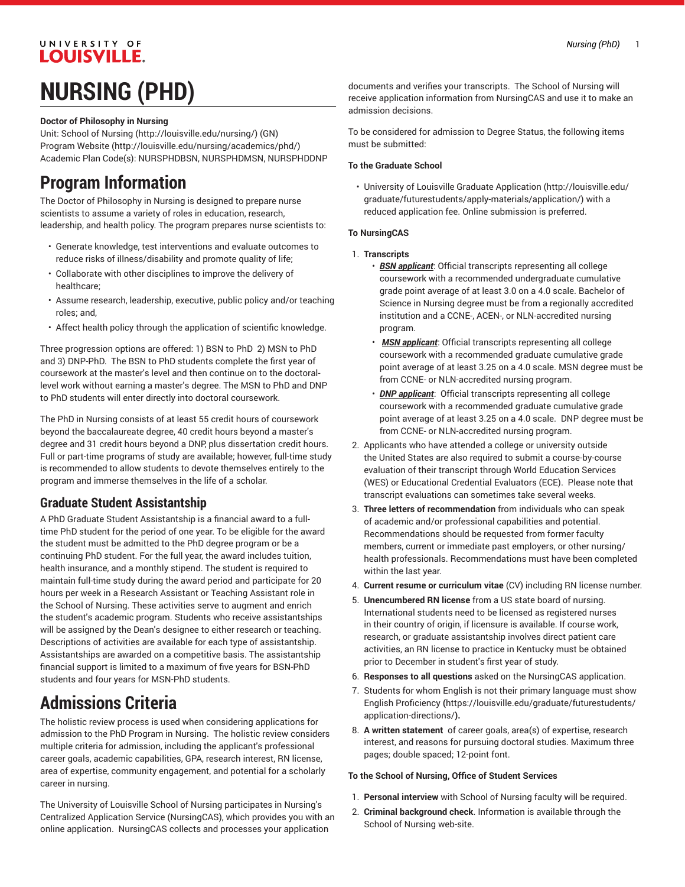# NURSING (PHD)

**Doctor of Philosophy in Nursing**

Unit: School of Nursing (http://louisville.edu/nursing/) (GN)
Program Website (http://louisville.edu/nursing/academics/phd/)
Academic Plan Code(s): NURSPHDBSN, NURSPHDMSN, NURSPHDDNP

## Program Information

The Doctor of Philosophy in Nursing is designed to prepare nurse scientists to assume a variety of roles in education, research, leadership, and health policy. The program prepares nurse scientists to:

- Generate knowledge, test interventions and evaluate outcomes to reduce risks of illness/disability and promote quality of life;
- Collaborate with other disciplines to improve the delivery of healthcare;
- Assume research, leadership, executive, public policy and/or teaching roles; and,
- Affect health policy through the application of scientific knowledge.

Three progression options are offered: 1) BSN to PhD 2) MSN to PhD and 3) DNP-PhD. The BSN to PhD students complete the first year of coursework at the master's level and then continue on to the doctoral-level work without earning a master's degree. The MSN to PhD and DNP to PhD students will enter directly into doctoral coursework.

The PhD in Nursing consists of at least 55 credit hours of coursework beyond the baccalaureate degree, 40 credit hours beyond a master's degree and 31 credit hours beyond a DNP, plus dissertation credit hours. Full or part-time programs of study are available; however, full-time study is recommended to allow students to devote themselves entirely to the program and immerse themselves in the life of a scholar.

### Graduate Student Assistantship

A PhD Graduate Student Assistantship is a financial award to a full-time PhD student for the period of one year. To be eligible for the award the student must be admitted to the PhD degree program or be a continuing PhD student. For the full year, the award includes tuition, health insurance, and a monthly stipend. The student is required to maintain full-time study during the award period and participate for 20 hours per week in a Research Assistant or Teaching Assistant role in the School of Nursing. These activities serve to augment and enrich the student's academic program. Students who receive assistantships will be assigned by the Dean's designee to either research or teaching. Descriptions of activities are available for each type of assistantship. Assistantships are awarded on a competitive basis. The assistantship financial support is limited to a maximum of five years for BSN-PhD students and four years for MSN-PhD students.

## Admissions Criteria

The holistic review process is used when considering applications for admission to the PhD Program in Nursing. The holistic review considers multiple criteria for admission, including the applicant's professional career goals, academic capabilities, GPA, research interest, RN license, area of expertise, community engagement, and potential for a scholarly career in nursing.

The University of Louisville School of Nursing participates in Nursing's Centralized Application Service (NursingCAS), which provides you with an online application. NursingCAS collects and processes your application documents and verifies your transcripts. The School of Nursing will receive application information from NursingCAS and use it to make an admission decisions.

To be considered for admission to Degree Status, the following items must be submitted:

**To the Graduate School**

- University of Louisville Graduate Application (http://louisville.edu/graduate/futurestudents/apply-materials/application/) with a reduced application fee. Online submission is preferred.

**To NursingCAS**

1. **Transcripts**
   - ***BSN applicant***: Official transcripts representing all college coursework with a recommended undergraduate cumulative grade point average of at least 3.0 on a 4.0 scale. Bachelor of Science in Nursing degree must be from a regionally accredited institution and a CCNE-, ACEN-, or NLN-accredited nursing program.
   - ***MSN applicant***: Official transcripts representing all college coursework with a recommended graduate cumulative grade point average of at least 3.25 on a 4.0 scale. MSN degree must be from CCNE- or NLN-accredited nursing program.
   - ***DNP applicant***: Official transcripts representing all college coursework with a recommended graduate cumulative grade point average of at least 3.25 on a 4.0 scale. DNP degree must be from CCNE- or NLN-accredited nursing program.
2. Applicants who have attended a college or university outside the United States are also required to submit a course-by-course evaluation of their transcript through World Education Services (WES) or Educational Credential Evaluators (ECE). Please note that transcript evaluations can sometimes take several weeks.
3. **Three letters of recommendation** from individuals who can speak of academic and/or professional capabilities and potential. Recommendations should be requested from former faculty members, current or immediate past employers, or other nursing/health professionals. Recommendations must have been completed within the last year.
4. **Current resume or curriculum vitae** (CV) including RN license number.
5. **Unencumbered RN license** from a US state board of nursing. International students need to be licensed as registered nurses in their country of origin, if licensure is available. If course work, research, or graduate assistantship involves direct patient care activities, an RN license to practice in Kentucky must be obtained prior to December in student's first year of study.
6. **Responses to all questions** asked on the NursingCAS application.
7. Students for whom English is not their primary language must show English Proficiency (https://louisville.edu/graduate/futurestudents/application-directions/).
8. **A written statement** of career goals, area(s) of expertise, research interest, and reasons for pursuing doctoral studies. Maximum three pages; double spaced; 12-point font.

**To the School of Nursing, Office of Student Services**

1. **Personal interview** with School of Nursing faculty will be required.
2. **Criminal background check**. Information is available through the School of Nursing web-site.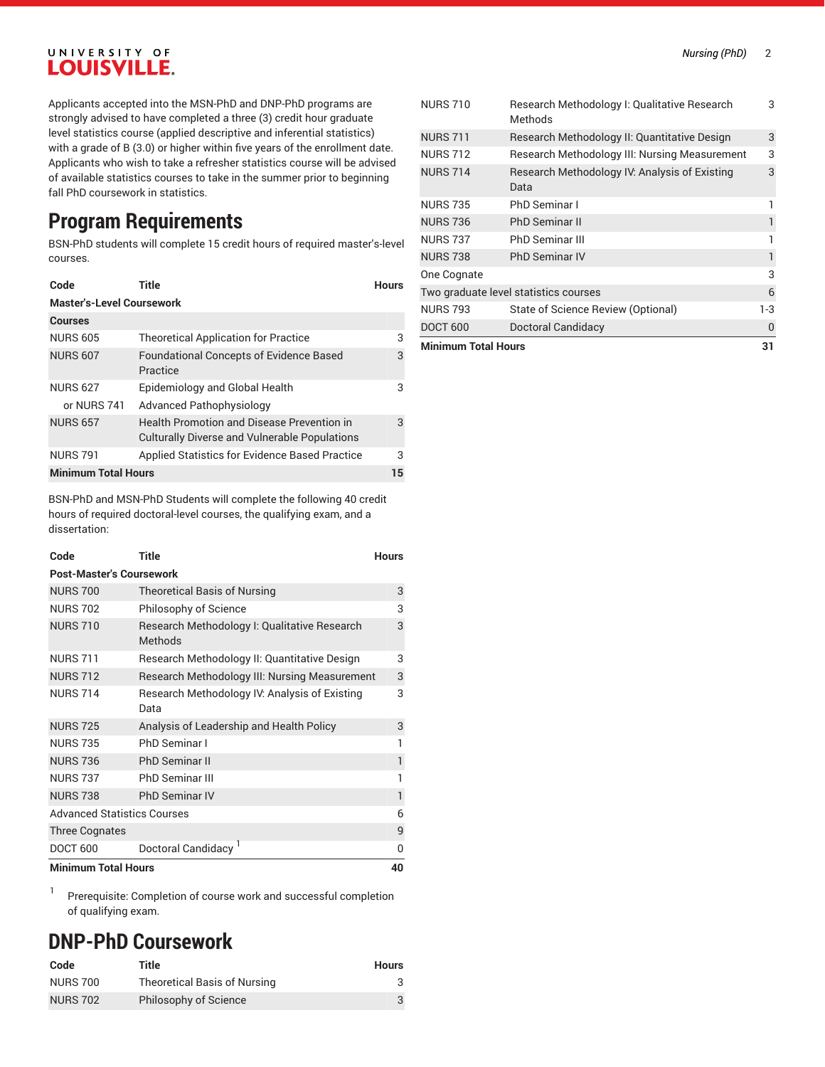Applicants accepted into the MSN-PhD and DNP-PhD programs are strongly advised to have completed a three (3) credit hour graduate level statistics course (applied descriptive and inferential statistics) with a grade of B (3.0) or higher within five years of the enrollment date. Applicants who wish to take a refresher statistics course will be advised of available statistics courses to take in the summer prior to beginning fall PhD coursework in statistics.

# Program Requirements

BSN-PhD students will complete 15 credit hours of required master's-level courses.

| Code | Title | Hours |
|---|---|---|
| **Master's-Level Coursework** | | |
| **Courses** | | |
| NURS 605 | Theoretical Application for Practice | 3 |
| NURS 607 | Foundational Concepts of Evidence Based Practice | 3 |
| NURS 627 | Epidemiology and Global Health | 3 |
| or NURS 741 | Advanced Pathophysiology | |
| NURS 657 | Health Promotion and Disease Prevention in Culturally Diverse and Vulnerable Populations | 3 |
| NURS 791 | Applied Statistics for Evidence Based Practice | 3 |
| **Minimum Total Hours** | | **15** |

BSN-PhD and MSN-PhD Students will complete the following 40 credit hours of required doctoral-level courses, the qualifying exam, and a dissertation:

| Code | Title | Hours |
|---|---|---|
| **Post-Master's Coursework** | | |
| NURS 700 | Theoretical Basis of Nursing | 3 |
| NURS 702 | Philosophy of Science | 3 |
| NURS 710 | Research Methodology I: Qualitative Research Methods | 3 |
| NURS 711 | Research Methodology II: Quantitative Design | 3 |
| NURS 712 | Research Methodology III: Nursing Measurement | 3 |
| NURS 714 | Research Methodology IV: Analysis of Existing Data | 3 |
| NURS 725 | Analysis of Leadership and Health Policy | 3 |
| NURS 735 | PhD Seminar I | 1 |
| NURS 736 | PhD Seminar II | 1 |
| NURS 737 | PhD Seminar III | 1 |
| NURS 738 | PhD Seminar IV | 1 |
| Advanced Statistics Courses | | 6 |
| Three Cognates | | 9 |
| DOCT 600 | Doctoral Candidacy [1] | 0 |
| **Minimum Total Hours** | | **40** |

[1] Prerequisite: Completion of course work and successful completion of qualifying exam.

# DNP-PhD Coursework

| Code | Title | Hours |
|---|---|---|
| NURS 700 | Theoretical Basis of Nursing | 3 |
| NURS 702 | Philosophy of Science | 3 |
| NURS 710 | Research Methodology I: Qualitative Research Methods | 3 |
| NURS 711 | Research Methodology II: Quantitative Design | 3 |
| NURS 712 | Research Methodology III: Nursing Measurement | 3 |
| NURS 714 | Research Methodology IV: Analysis of Existing Data | 3 |
| NURS 735 | PhD Seminar I | 1 |
| NURS 736 | PhD Seminar II | 1 |
| NURS 737 | PhD Seminar III | 1 |
| NURS 738 | PhD Seminar IV | 1 |
| One Cognate | | 3 |
| Two graduate level statistics courses | | 6 |
| NURS 793 | State of Science Review (Optional) | 1-3 |
| DOCT 600 | Doctoral Candidacy | 0 |
| **Minimum Total Hours** | | **31** |